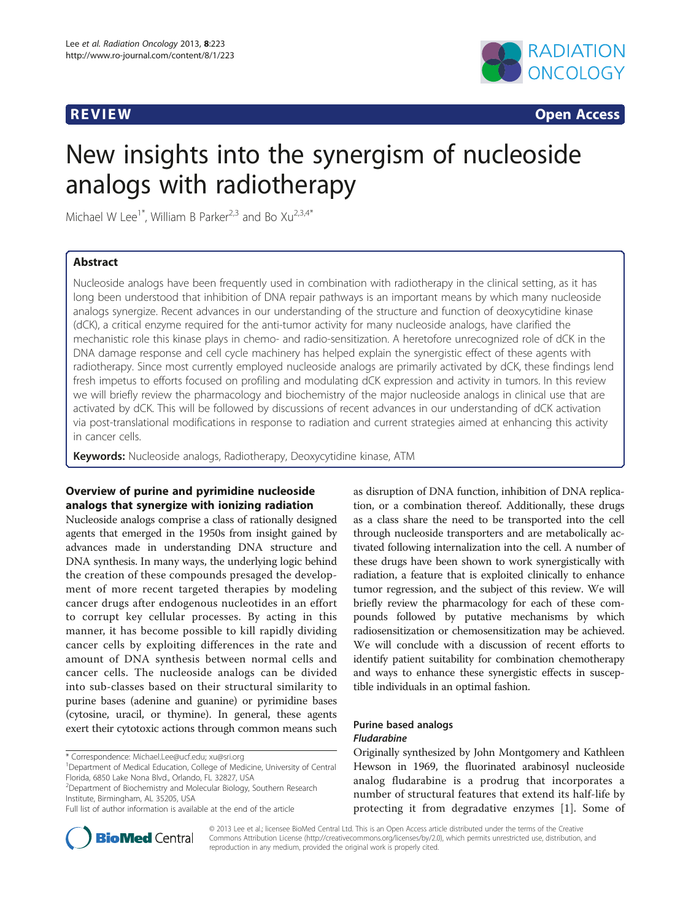REVIEW Open Access

# New insights into the synergism of nucleoside analogs with radiotherapy

Michael W Lee[1*], William B Parker[2,3] and Bo Xu[2,3,4*]

## Abstract

Nucleoside analogs have been frequently used in combination with radiotherapy in the clinical setting, as it has long been understood that inhibition of DNA repair pathways is an important means by which many nucleoside analogs synergize. Recent advances in our understanding of the structure and function of deoxycytidine kinase (dCK), a critical enzyme required for the anti-tumor activity for many nucleoside analogs, have clarified the mechanistic role this kinase plays in chemo- and radio-sensitization. A heretofore unrecognized role of dCK in the DNA damage response and cell cycle machinery has helped explain the synergistic effect of these agents with radiotherapy. Since most currently employed nucleoside analogs are primarily activated by dCK, these findings lend fresh impetus to efforts focused on profiling and modulating dCK expression and activity in tumors. In this review we will briefly review the pharmacology and biochemistry of the major nucleoside analogs in clinical use that are activated by dCK. This will be followed by discussions of recent advances in our understanding of dCK activation via post-translational modifications in response to radiation and current strategies aimed at enhancing this activity in cancer cells.

**Keywords:** Nucleoside analogs, Radiotherapy, Deoxycytidine kinase, ATM

## Overview of purine and pyrimidine nucleoside analogs that synergize with ionizing radiation

Nucleoside analogs comprise a class of rationally designed agents that emerged in the 1950s from insight gained by advances made in understanding DNA structure and DNA synthesis. In many ways, the underlying logic behind the creation of these compounds presaged the development of more recent targeted therapies by modeling cancer drugs after endogenous nucleotides in an effort to corrupt key cellular processes. By acting in this manner, it has become possible to kill rapidly dividing cancer cells by exploiting differences in the rate and amount of DNA synthesis between normal cells and cancer cells. The nucleoside analogs can be divided into sub-classes based on their structural similarity to purine bases (adenine and guanine) or pyrimidine bases (cytosine, uracil, or thymine). In general, these agents exert their cytotoxic actions through common means such as disruption of DNA function, inhibition of DNA replication, or a combination thereof. Additionally, these drugs as a class share the need to be transported into the cell through nucleoside transporters and are metabolically activated following internalization into the cell. A number of these drugs have been shown to work synergistically with radiation, a feature that is exploited clinically to enhance tumor regression, and the subject of this review. We will briefly review the pharmacology for each of these compounds followed by putative mechanisms by which radiosensitization or chemosensitization may be achieved. We will conclude with a discussion of recent efforts to identify patient suitability for combination chemotherapy and ways to enhance these synergistic effects in susceptible individuals in an optimal fashion.

## Purine based analogs

### *Fludarabine*

Originally synthesized by John Montgomery and Kathleen Hewson in 1969, the fluorinated arabinosyl nucleoside analog fludarabine is a prodrug that incorporates a number of structural features that extend its half-life by protecting it from degradative enzymes [1]. Some of

\* Correspondence: Michael.Lee@ucf.edu; xu@sri.org

[1]Department of Medical Education, College of Medicine, University of Central Florida, 6850 Lake Nona Blvd., Orlando, FL 32827, USA

[2]Department of Biochemistry and Molecular Biology, Southern Research Institute, Birmingham, AL 35205, USA

Full list of author information is available at the end of the article

© 2013 Lee et al.; licensee BioMed Central Ltd. This is an Open Access article distributed under the terms of the Creative Commons Attribution License (http://creativecommons.org/licenses/by/2.0), which permits unrestricted use, distribution, and reproduction in any medium, provided the original work is properly cited.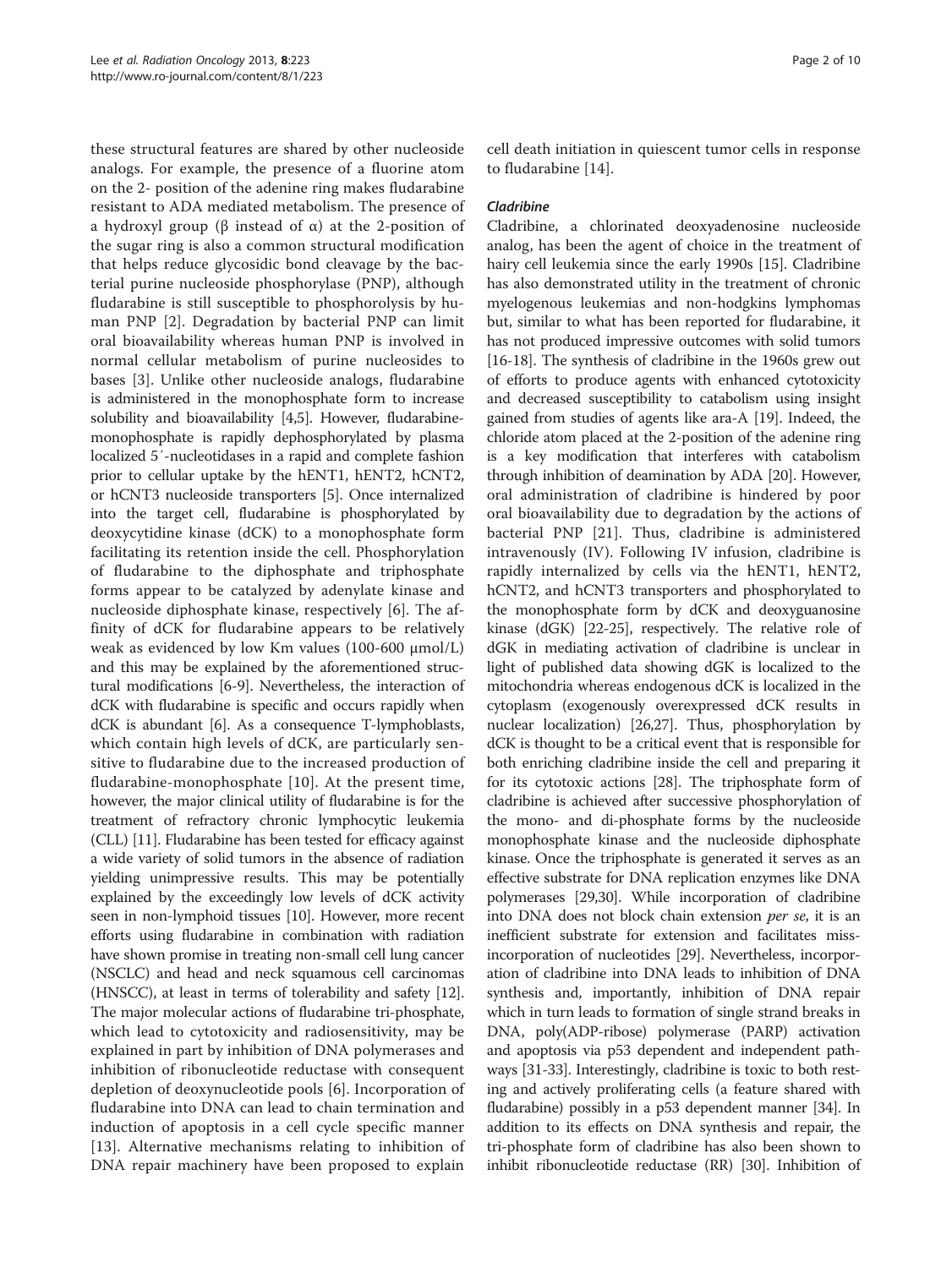these structural features are shared by other nucleoside analogs. For example, the presence of a fluorine atom on the 2- position of the adenine ring makes fludarabine resistant to ADA mediated metabolism. The presence of a hydroxyl group (β instead of α) at the 2-position of the sugar ring is also a common structural modification that helps reduce glycosidic bond cleavage by the bacterial purine nucleoside phosphorylase (PNP), although fludarabine is still susceptible to phosphorolysis by human PNP [2]. Degradation by bacterial PNP can limit oral bioavailability whereas human PNP is involved in normal cellular metabolism of purine nucleosides to bases [3]. Unlike other nucleoside analogs, fludarabine is administered in the monophosphate form to increase solubility and bioavailability [4,5]. However, fludarabine-monophosphate is rapidly dephosphorylated by plasma localized 5′-nucleotidases in a rapid and complete fashion prior to cellular uptake by the hENT1, hENT2, hCNT2, or hCNT3 nucleoside transporters [5]. Once internalized into the target cell, fludarabine is phosphorylated by deoxycytidine kinase (dCK) to a monophosphate form facilitating its retention inside the cell. Phosphorylation of fludarabine to the diphosphate and triphosphate forms appear to be catalyzed by adenylate kinase and nucleoside diphosphate kinase, respectively [6]. The affinity of dCK for fludarabine appears to be relatively weak as evidenced by low Km values (100-600 μmol/L) and this may be explained by the aforementioned structural modifications [6-9]. Nevertheless, the interaction of dCK with fludarabine is specific and occurs rapidly when dCK is abundant [6]. As a consequence T-lymphoblasts, which contain high levels of dCK, are particularly sensitive to fludarabine due to the increased production of fludarabine-monophosphate [10]. At the present time, however, the major clinical utility of fludarabine is for the treatment of refractory chronic lymphocytic leukemia (CLL) [11]. Fludarabine has been tested for efficacy against a wide variety of solid tumors in the absence of radiation yielding unimpressive results. This may be potentially explained by the exceedingly low levels of dCK activity seen in non-lymphoid tissues [10]. However, more recent efforts using fludarabine in combination with radiation have shown promise in treating non-small cell lung cancer (NSCLC) and head and neck squamous cell carcinomas (HNSCC), at least in terms of tolerability and safety [12]. The major molecular actions of fludarabine tri-phosphate, which lead to cytotoxicity and radiosensitivity, may be explained in part by inhibition of DNA polymerases and inhibition of ribonucleotide reductase with consequent depletion of deoxynucleotide pools [6]. Incorporation of fludarabine into DNA can lead to chain termination and induction of apoptosis in a cell cycle specific manner [13]. Alternative mechanisms relating to inhibition of DNA repair machinery have been proposed to explain cell death initiation in quiescent tumor cells in response to fludarabine [14].

### *Cladribine*

Cladribine, a chlorinated deoxyadenosine nucleoside analog, has been the agent of choice in the treatment of hairy cell leukemia since the early 1990s [15]. Cladribine has also demonstrated utility in the treatment of chronic myelogenous leukemias and non-hodgkins lymphomas but, similar to what has been reported for fludarabine, it has not produced impressive outcomes with solid tumors [16-18]. The synthesis of cladribine in the 1960s grew out of efforts to produce agents with enhanced cytotoxicity and decreased susceptibility to catabolism using insight gained from studies of agents like ara-A [19]. Indeed, the chloride atom placed at the 2-position of the adenine ring is a key modification that interferes with catabolism through inhibition of deamination by ADA [20]. However, oral administration of cladribine is hindered by poor oral bioavailability due to degradation by the actions of bacterial PNP [21]. Thus, cladribine is administered intravenously (IV). Following IV infusion, cladribine is rapidly internalized by cells via the hENT1, hENT2, hCNT2, and hCNT3 transporters and phosphorylated to the monophosphate form by dCK and deoxyguanosine kinase (dGK) [22-25], respectively. The relative role of dGK in mediating activation of cladribine is unclear in light of published data showing dGK is localized to the mitochondria whereas endogenous dCK is localized in the cytoplasm (exogenously overexpressed dCK results in nuclear localization) [26,27]. Thus, phosphorylation by dCK is thought to be a critical event that is responsible for both enriching cladribine inside the cell and preparing it for its cytotoxic actions [28]. The triphosphate form of cladribine is achieved after successive phosphorylation of the mono- and di-phosphate forms by the nucleoside monophosphate kinase and the nucleoside diphosphate kinase. Once the triphosphate is generated it serves as an effective substrate for DNA replication enzymes like DNA polymerases [29,30]. While incorporation of cladribine into DNA does not block chain extension *per se*, it is an inefficient substrate for extension and facilitates miss-incorporation of nucleotides [29]. Nevertheless, incorporation of cladribine into DNA leads to inhibition of DNA synthesis and, importantly, inhibition of DNA repair which in turn leads to formation of single strand breaks in DNA, poly(ADP-ribose) polymerase (PARP) activation and apoptosis via p53 dependent and independent pathways [31-33]. Interestingly, cladribine is toxic to both resting and actively proliferating cells (a feature shared with fludarabine) possibly in a p53 dependent manner [34]. In addition to its effects on DNA synthesis and repair, the tri-phosphate form of cladribine has also been shown to inhibit ribonucleotide reductase (RR) [30]. Inhibition of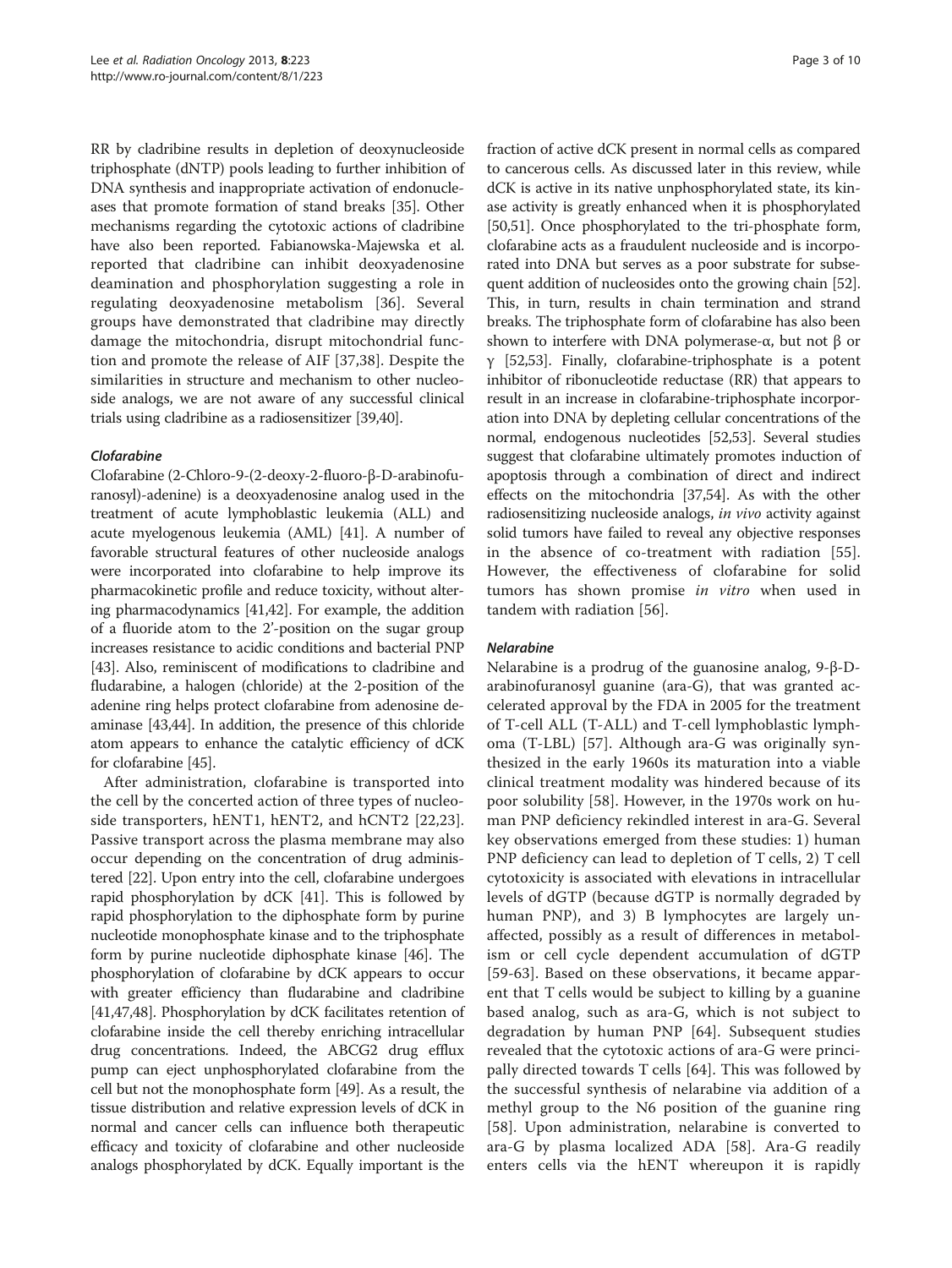RR by cladribine results in depletion of deoxynucleoside triphosphate (dNTP) pools leading to further inhibition of DNA synthesis and inappropriate activation of endonucleases that promote formation of stand breaks [35]. Other mechanisms regarding the cytotoxic actions of cladribine have also been reported. Fabianowska-Majewska et al. reported that cladribine can inhibit deoxyadenosine deamination and phosphorylation suggesting a role in regulating deoxyadenosine metabolism [36]. Several groups have demonstrated that cladribine may directly damage the mitochondria, disrupt mitochondrial function and promote the release of AIF [37,38]. Despite the similarities in structure and mechanism to other nucleoside analogs, we are not aware of any successful clinical trials using cladribine as a radiosensitizer [39,40].

### *Clofarabine*

Clofarabine (2-Chloro-9-(2-deoxy-2-fluoro-β-D-arabinofuranosyl)-adenine) is a deoxyadenosine analog used in the treatment of acute lymphoblastic leukemia (ALL) and acute myelogenous leukemia (AML) [41]. A number of favorable structural features of other nucleoside analogs were incorporated into clofarabine to help improve its pharmacokinetic profile and reduce toxicity, without altering pharmacodynamics [41,42]. For example, the addition of a fluoride atom to the 2'-position on the sugar group increases resistance to acidic conditions and bacterial PNP [43]. Also, reminiscent of modifications to cladribine and fludarabine, a halogen (chloride) at the 2-position of the adenine ring helps protect clofarabine from adenosine deaminase [43,44]. In addition, the presence of this chloride atom appears to enhance the catalytic efficiency of dCK for clofarabine [45].

After administration, clofarabine is transported into the cell by the concerted action of three types of nucleoside transporters, hENT1, hENT2, and hCNT2 [22,23]. Passive transport across the plasma membrane may also occur depending on the concentration of drug administered [22]. Upon entry into the cell, clofarabine undergoes rapid phosphorylation by dCK [41]. This is followed by rapid phosphorylation to the diphosphate form by purine nucleotide monophosphate kinase and to the triphosphate form by purine nucleotide diphosphate kinase [46]. The phosphorylation of clofarabine by dCK appears to occur with greater efficiency than fludarabine and cladribine [41,47,48]. Phosphorylation by dCK facilitates retention of clofarabine inside the cell thereby enriching intracellular drug concentrations. Indeed, the ABCG2 drug efflux pump can eject unphosphorylated clofarabine from the cell but not the monophosphate form [49]. As a result, the tissue distribution and relative expression levels of dCK in normal and cancer cells can influence both therapeutic efficacy and toxicity of clofarabine and other nucleoside analogs phosphorylated by dCK. Equally important is the fraction of active dCK present in normal cells as compared to cancerous cells. As discussed later in this review, while dCK is active in its native unphosphorylated state, its kinase activity is greatly enhanced when it is phosphorylated [50,51]. Once phosphorylated to the tri-phosphate form, clofarabine acts as a fraudulent nucleoside and is incorporated into DNA but serves as a poor substrate for subsequent addition of nucleosides onto the growing chain [52]. This, in turn, results in chain termination and strand breaks. The triphosphate form of clofarabine has also been shown to interfere with DNA polymerase-α, but not β or γ [52,53]. Finally, clofarabine-triphosphate is a potent inhibitor of ribonucleotide reductase (RR) that appears to result in an increase in clofarabine-triphosphate incorporation into DNA by depleting cellular concentrations of the normal, endogenous nucleotides [52,53]. Several studies suggest that clofarabine ultimately promotes induction of apoptosis through a combination of direct and indirect effects on the mitochondria [37,54]. As with the other radiosensitizing nucleoside analogs, *in vivo* activity against solid tumors have failed to reveal any objective responses in the absence of co-treatment with radiation [55]. However, the effectiveness of clofarabine for solid tumors has shown promise *in vitro* when used in tandem with radiation [56].

### *Nelarabine*

Nelarabine is a prodrug of the guanosine analog, 9-β-D-arabinofuranosyl guanine (ara-G), that was granted accelerated approval by the FDA in 2005 for the treatment of T-cell ALL (T-ALL) and T-cell lymphoblastic lymphoma (T-LBL) [57]. Although ara-G was originally synthesized in the early 1960s its maturation into a viable clinical treatment modality was hindered because of its poor solubility [58]. However, in the 1970s work on human PNP deficiency rekindled interest in ara-G. Several key observations emerged from these studies: 1) human PNP deficiency can lead to depletion of T cells, 2) T cell cytotoxicity is associated with elevations in intracellular levels of dGTP (because dGTP is normally degraded by human PNP), and 3) B lymphocytes are largely unaffected, possibly as a result of differences in metabolism or cell cycle dependent accumulation of dGTP [59-63]. Based on these observations, it became apparent that T cells would be subject to killing by a guanine based analog, such as ara-G, which is not subject to degradation by human PNP [64]. Subsequent studies revealed that the cytotoxic actions of ara-G were principally directed towards T cells [64]. This was followed by the successful synthesis of nelarabine via addition of a methyl group to the N6 position of the guanine ring [58]. Upon administration, nelarabine is converted to ara-G by plasma localized ADA [58]. Ara-G readily enters cells via the hENT whereupon it is rapidly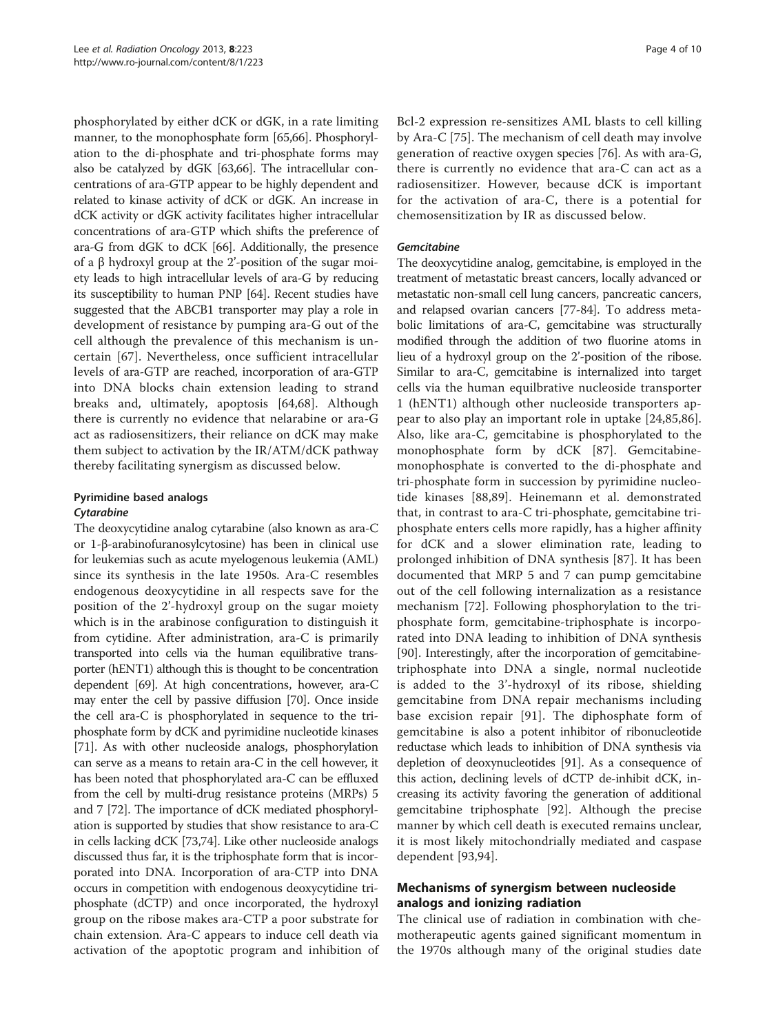phosphorylated by either dCK or dGK, in a rate limiting manner, to the monophosphate form [65,66]. Phosphorylation to the di-phosphate and tri-phosphate forms may also be catalyzed by dGK [63,66]. The intracellular concentrations of ara-GTP appear to be highly dependent and related to kinase activity of dCK or dGK. An increase in dCK activity or dGK activity facilitates higher intracellular concentrations of ara-GTP which shifts the preference of ara-G from dGK to dCK [66]. Additionally, the presence of a β hydroxyl group at the 2'-position of the sugar moiety leads to high intracellular levels of ara-G by reducing its susceptibility to human PNP [64]. Recent studies have suggested that the ABCB1 transporter may play a role in development of resistance by pumping ara-G out of the cell although the prevalence of this mechanism is uncertain [67]. Nevertheless, once sufficient intracellular levels of ara-GTP are reached, incorporation of ara-GTP into DNA blocks chain extension leading to strand breaks and, ultimately, apoptosis [64,68]. Although there is currently no evidence that nelarabine or ara-G act as radiosensitizers, their reliance on dCK may make them subject to activation by the IR/ATM/dCK pathway thereby facilitating synergism as discussed below.

## Pyrimidine based analogs

### *Cytarabine*

The deoxycytidine analog cytarabine (also known as ara-C or 1-β-arabinofuranosylcytosine) has been in clinical use for leukemias such as acute myelogenous leukemia (AML) since its synthesis in the late 1950s. Ara-C resembles endogenous deoxycytidine in all respects save for the position of the 2'-hydroxyl group on the sugar moiety which is in the arabinose configuration to distinguish it from cytidine. After administration, ara-C is primarily transported into cells via the human equilibrative transporter (hENT1) although this is thought to be concentration dependent [69]. At high concentrations, however, ara-C may enter the cell by passive diffusion [70]. Once inside the cell ara-C is phosphorylated in sequence to the triphosphate form by dCK and pyrimidine nucleotide kinases [71]. As with other nucleoside analogs, phosphorylation can serve as a means to retain ara-C in the cell however, it has been noted that phosphorylated ara-C can be effluxed from the cell by multi-drug resistance proteins (MRPs) 5 and 7 [72]. The importance of dCK mediated phosphorylation is supported by studies that show resistance to ara-C in cells lacking dCK [73,74]. Like other nucleoside analogs discussed thus far, it is the triphosphate form that is incorporated into DNA. Incorporation of ara-CTP into DNA occurs in competition with endogenous deoxycytidine triphosphate (dCTP) and once incorporated, the hydroxyl group on the ribose makes ara-CTP a poor substrate for chain extension. Ara-C appears to induce cell death via activation of the apoptotic program and inhibition of Bcl-2 expression re-sensitizes AML blasts to cell killing by Ara-C [75]. The mechanism of cell death may involve generation of reactive oxygen species [76]. As with ara-G, there is currently no evidence that ara-C can act as a radiosensitizer. However, because dCK is important for the activation of ara-C, there is a potential for chemosensitization by IR as discussed below.

### *Gemcitabine*

The deoxycytidine analog, gemcitabine, is employed in the treatment of metastatic breast cancers, locally advanced or metastatic non-small cell lung cancers, pancreatic cancers, and relapsed ovarian cancers [77-84]. To address metabolic limitations of ara-C, gemcitabine was structurally modified through the addition of two fluorine atoms in lieu of a hydroxyl group on the 2'-position of the ribose. Similar to ara-C, gemcitabine is internalized into target cells via the human equilbrative nucleoside transporter 1 (hENT1) although other nucleoside transporters appear to also play an important role in uptake [24,85,86]. Also, like ara-C, gemcitabine is phosphorylated to the monophosphate form by dCK [87]. Gemcitabine-monophosphate is converted to the di-phosphate and tri-phosphate form in succession by pyrimidine nucleotide kinases [88,89]. Heinemann et al. demonstrated that, in contrast to ara-C tri-phosphate, gemcitabine triphosphate enters cells more rapidly, has a higher affinity for dCK and a slower elimination rate, leading to prolonged inhibition of DNA synthesis [87]. It has been documented that MRP 5 and 7 can pump gemcitabine out of the cell following internalization as a resistance mechanism [72]. Following phosphorylation to the triphosphate form, gemcitabine-triphosphate is incorporated into DNA leading to inhibition of DNA synthesis [90]. Interestingly, after the incorporation of gemcitabine-triphosphate into DNA a single, normal nucleotide is added to the 3'-hydroxyl of its ribose, shielding gemcitabine from DNA repair mechanisms including base excision repair [91]. The diphosphate form of gemcitabine is also a potent inhibitor of ribonucleotide reductase which leads to inhibition of DNA synthesis via depletion of deoxynucleotides [91]. As a consequence of this action, declining levels of dCTP de-inhibit dCK, increasing its activity favoring the generation of additional gemcitabine triphosphate [92]. Although the precise manner by which cell death is executed remains unclear, it is most likely mitochondrially mediated and caspase dependent [93,94].

## Mechanisms of synergism between nucleoside analogs and ionizing radiation

The clinical use of radiation in combination with chemotherapeutic agents gained significant momentum in the 1970s although many of the original studies date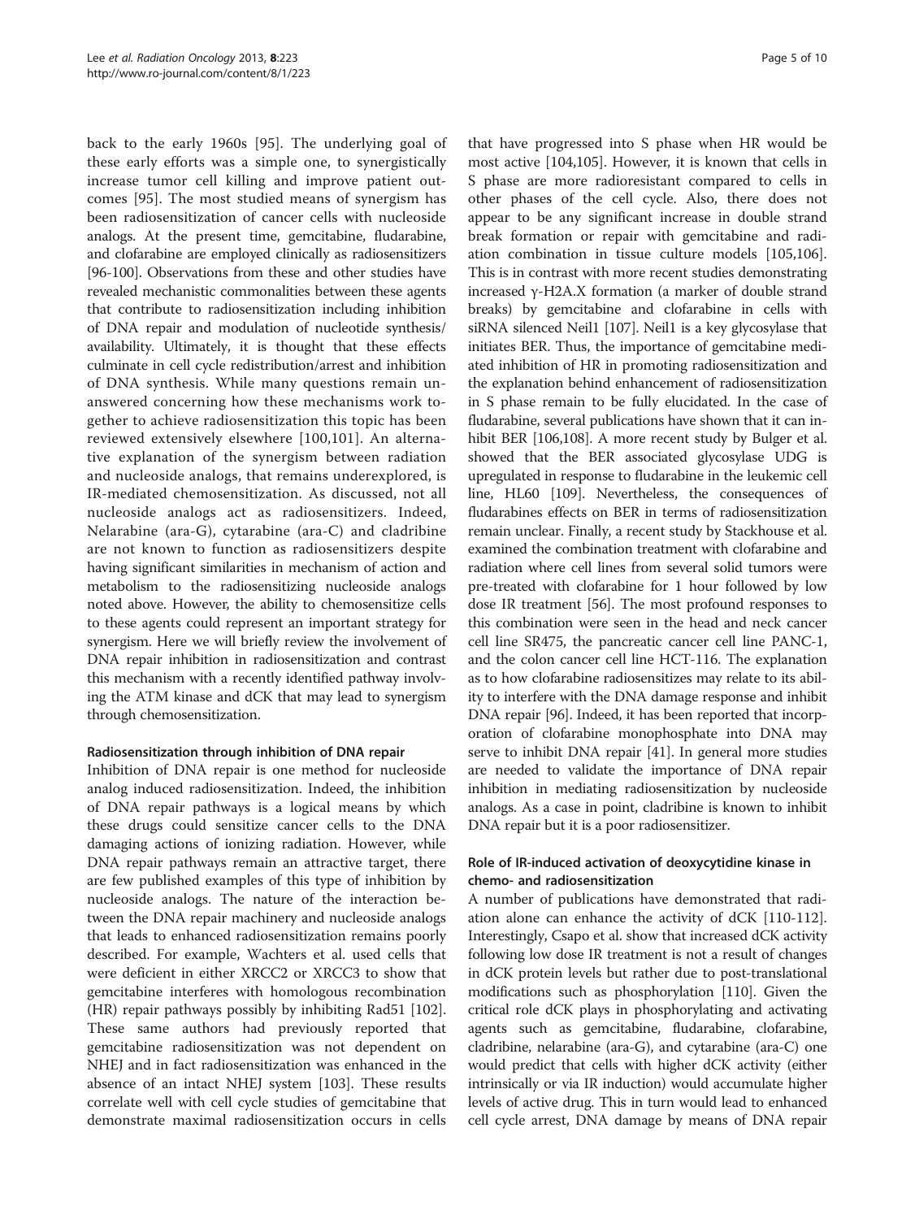back to the early 1960s [95]. The underlying goal of these early efforts was a simple one, to synergistically increase tumor cell killing and improve patient outcomes [95]. The most studied means of synergism has been radiosensitization of cancer cells with nucleoside analogs. At the present time, gemcitabine, fludarabine, and clofarabine are employed clinically as radiosensitizers [96-100]. Observations from these and other studies have revealed mechanistic commonalities between these agents that contribute to radiosensitization including inhibition of DNA repair and modulation of nucleotide synthesis/availability. Ultimately, it is thought that these effects culminate in cell cycle redistribution/arrest and inhibition of DNA synthesis. While many questions remain unanswered concerning how these mechanisms work together to achieve radiosensitization this topic has been reviewed extensively elsewhere [100,101]. An alternative explanation of the synergism between radiation and nucleoside analogs, that remains underexplored, is IR-mediated chemosensitization. As discussed, not all nucleoside analogs act as radiosensitizers. Indeed, Nelarabine (ara-G), cytarabine (ara-C) and cladribine are not known to function as radiosensitizers despite having significant similarities in mechanism of action and metabolism to the radiosensitizing nucleoside analogs noted above. However, the ability to chemosensitize cells to these agents could represent an important strategy for synergism. Here we will briefly review the involvement of DNA repair inhibition in radiosensitization and contrast this mechanism with a recently identified pathway involving the ATM kinase and dCK that may lead to synergism through chemosensitization.

### Radiosensitization through inhibition of DNA repair

Inhibition of DNA repair is one method for nucleoside analog induced radiosensitization. Indeed, the inhibition of DNA repair pathways is a logical means by which these drugs could sensitize cancer cells to the DNA damaging actions of ionizing radiation. However, while DNA repair pathways remain an attractive target, there are few published examples of this type of inhibition by nucleoside analogs. The nature of the interaction between the DNA repair machinery and nucleoside analogs that leads to enhanced radiosensitization remains poorly described. For example, Wachters et al. used cells that were deficient in either XRCC2 or XRCC3 to show that gemcitabine interferes with homologous recombination (HR) repair pathways possibly by inhibiting Rad51 [102]. These same authors had previously reported that gemcitabine radiosensitization was not dependent on NHEJ and in fact radiosensitization was enhanced in the absence of an intact NHEJ system [103]. These results correlate well with cell cycle studies of gemcitabine that demonstrate maximal radiosensitization occurs in cells that have progressed into S phase when HR would be most active [104,105]. However, it is known that cells in S phase are more radioresistant compared to cells in other phases of the cell cycle. Also, there does not appear to be any significant increase in double strand break formation or repair with gemcitabine and radiation combination in tissue culture models [105,106]. This is in contrast with more recent studies demonstrating increased γ-H2A.X formation (a marker of double strand breaks) by gemcitabine and clofarabine in cells with siRNA silenced Neil1 [107]. Neil1 is a key glycosylase that initiates BER. Thus, the importance of gemcitabine mediated inhibition of HR in promoting radiosensitization and the explanation behind enhancement of radiosensitization in S phase remain to be fully elucidated. In the case of fludarabine, several publications have shown that it can inhibit BER [106,108]. A more recent study by Bulger et al. showed that the BER associated glycosylase UDG is upregulated in response to fludarabine in the leukemic cell line, HL60 [109]. Nevertheless, the consequences of fludarabines effects on BER in terms of radiosensitization remain unclear. Finally, a recent study by Stackhouse et al. examined the combination treatment with clofarabine and radiation where cell lines from several solid tumors were pre-treated with clofarabine for 1 hour followed by low dose IR treatment [56]. The most profound responses to this combination were seen in the head and neck cancer cell line SR475, the pancreatic cancer cell line PANC-1, and the colon cancer cell line HCT-116. The explanation as to how clofarabine radiosensitizes may relate to its ability to interfere with the DNA damage response and inhibit DNA repair [96]. Indeed, it has been reported that incorporation of clofarabine monophosphate into DNA may serve to inhibit DNA repair [41]. In general more studies are needed to validate the importance of DNA repair inhibition in mediating radiosensitization by nucleoside analogs. As a case in point, cladribine is known to inhibit DNA repair but it is a poor radiosensitizer.

### Role of IR-induced activation of deoxycytidine kinase in chemo- and radiosensitization

A number of publications have demonstrated that radiation alone can enhance the activity of dCK [110-112]. Interestingly, Csapo et al. show that increased dCK activity following low dose IR treatment is not a result of changes in dCK protein levels but rather due to post-translational modifications such as phosphorylation [110]. Given the critical role dCK plays in phosphorylating and activating agents such as gemcitabine, fludarabine, clofarabine, cladribine, nelarabine (ara-G), and cytarabine (ara-C) one would predict that cells with higher dCK activity (either intrinsically or via IR induction) would accumulate higher levels of active drug. This in turn would lead to enhanced cell cycle arrest, DNA damage by means of DNA repair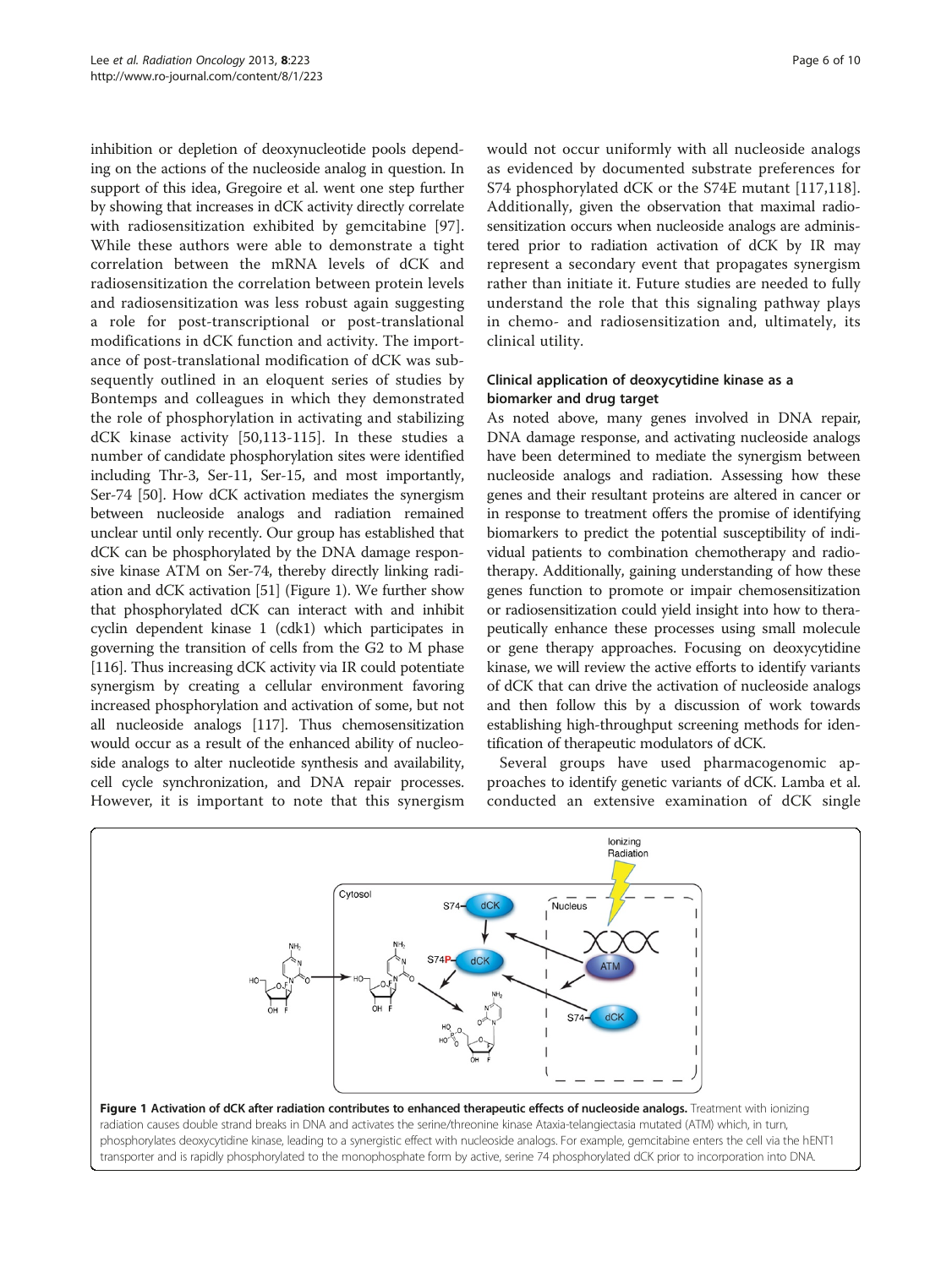inhibition or depletion of deoxynucleotide pools depending on the actions of the nucleoside analog in question. In support of this idea, Gregoire et al. went one step further by showing that increases in dCK activity directly correlate with radiosensitization exhibited by gemcitabine [97]. While these authors were able to demonstrate a tight correlation between the mRNA levels of dCK and radiosensitization the correlation between protein levels and radiosensitization was less robust again suggesting a role for post-transcriptional or post-translational modifications in dCK function and activity. The importance of post-translational modification of dCK was subsequently outlined in an eloquent series of studies by Bontemps and colleagues in which they demonstrated the role of phosphorylation in activating and stabilizing dCK kinase activity [50,113-115]. In these studies a number of candidate phosphorylation sites were identified including Thr-3, Ser-11, Ser-15, and most importantly, Ser-74 [50]. How dCK activation mediates the synergism between nucleoside analogs and radiation remained unclear until only recently. Our group has established that dCK can be phosphorylated by the DNA damage responsive kinase ATM on Ser-74, thereby directly linking radiation and dCK activation [51] (Figure 1). We further show that phosphorylated dCK can interact with and inhibit cyclin dependent kinase 1 (cdk1) which participates in governing the transition of cells from the G2 to M phase [116]. Thus increasing dCK activity via IR could potentiate synergism by creating a cellular environment favoring increased phosphorylation and activation of some, but not all nucleoside analogs [117]. Thus chemosensitization would occur as a result of the enhanced ability of nucleoside analogs to alter nucleotide synthesis and availability, cell cycle synchronization, and DNA repair processes. However, it is important to note that this synergism would not occur uniformly with all nucleoside analogs as evidenced by documented substrate preferences for S74 phosphorylated dCK or the S74E mutant [117,118]. Additionally, given the observation that maximal radiosensitization occurs when nucleoside analogs are administered prior to radiation activation of dCK by IR may represent a secondary event that propagates synergism rather than initiate it. Future studies are needed to fully understand the role that this signaling pathway plays in chemo- and radiosensitization and, ultimately, its clinical utility.

## Clinical application of deoxycytidine kinase as a biomarker and drug target

As noted above, many genes involved in DNA repair, DNA damage response, and activating nucleoside analogs have been determined to mediate the synergism between nucleoside analogs and radiation. Assessing how these genes and their resultant proteins are altered in cancer or in response to treatment offers the promise of identifying biomarkers to predict the potential susceptibility of individual patients to combination chemotherapy and radiotherapy. Additionally, gaining understanding of how these genes function to promote or impair chemosensitization or radiosensitization could yield insight into how to therapeutically enhance these processes using small molecule or gene therapy approaches. Focusing on deoxycytidine kinase, we will review the active efforts to identify variants of dCK that can drive the activation of nucleoside analogs and then follow this by a discussion of work towards establishing high-throughput screening methods for identification of therapeutic modulators of dCK.

Several groups have used pharmacogenomic approaches to identify genetic variants of dCK. Lamba et al. conducted an extensive examination of dCK single

**Figure 1 Activation of dCK after radiation contributes to enhanced therapeutic effects of nucleoside analogs.** Treatment with ionizing radiation causes double strand breaks in DNA and activates the serine/threonine kinase Ataxia-telangiectasia mutated (ATM) which, in turn, phosphorylates deoxycytidine kinase, leading to a synergistic effect with nucleoside analogs. For example, gemcitabine enters the cell via the hENT1 transporter and is rapidly phosphorylated to the monophosphate form by active, serine 74 phosphorylated dCK prior to incorporation into DNA.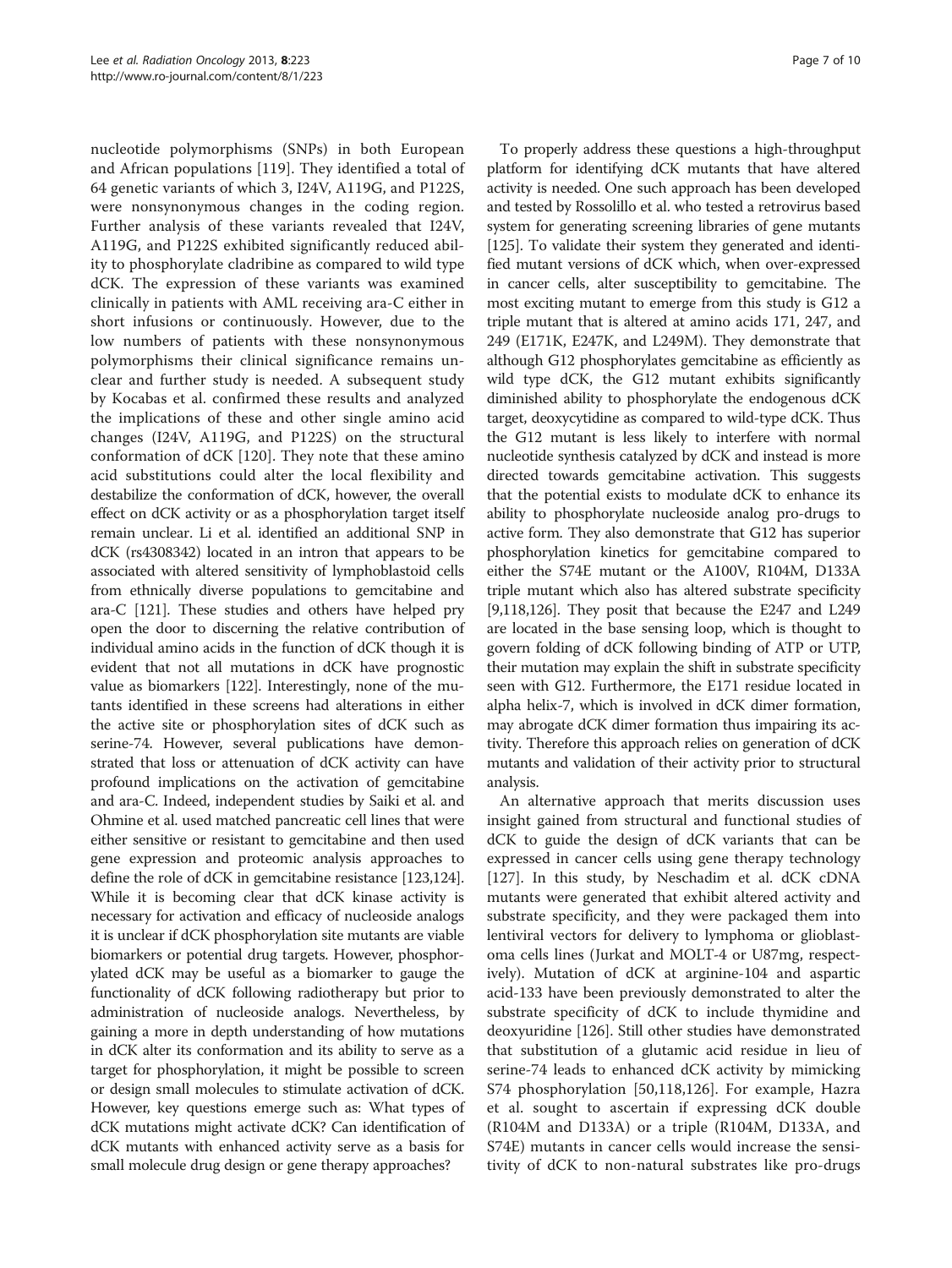nucleotide polymorphisms (SNPs) in both European and African populations [119]. They identified a total of 64 genetic variants of which 3, I24V, A119G, and P122S, were nonsynonymous changes in the coding region. Further analysis of these variants revealed that I24V, A119G, and P122S exhibited significantly reduced ability to phosphorylate cladribine as compared to wild type dCK. The expression of these variants was examined clinically in patients with AML receiving ara-C either in short infusions or continuously. However, due to the low numbers of patients with these nonsynonymous polymorphisms their clinical significance remains unclear and further study is needed. A subsequent study by Kocabas et al. confirmed these results and analyzed the implications of these and other single amino acid changes (I24V, A119G, and P122S) on the structural conformation of dCK [120]. They note that these amino acid substitutions could alter the local flexibility and destabilize the conformation of dCK, however, the overall effect on dCK activity or as a phosphorylation target itself remain unclear. Li et al. identified an additional SNP in dCK (rs4308342) located in an intron that appears to be associated with altered sensitivity of lymphoblastoid cells from ethnically diverse populations to gemcitabine and ara-C [121]. These studies and others have helped pry open the door to discerning the relative contribution of individual amino acids in the function of dCK though it is evident that not all mutations in dCK have prognostic value as biomarkers [122]. Interestingly, none of the mutants identified in these screens had alterations in either the active site or phosphorylation sites of dCK such as serine-74. However, several publications have demonstrated that loss or attenuation of dCK activity can have profound implications on the activation of gemcitabine and ara-C. Indeed, independent studies by Saiki et al. and Ohmine et al. used matched pancreatic cell lines that were either sensitive or resistant to gemcitabine and then used gene expression and proteomic analysis approaches to define the role of dCK in gemcitabine resistance [123,124]. While it is becoming clear that dCK kinase activity is necessary for activation and efficacy of nucleoside analogs it is unclear if dCK phosphorylation site mutants are viable biomarkers or potential drug targets. However, phosphorylated dCK may be useful as a biomarker to gauge the functionality of dCK following radiotherapy but prior to administration of nucleoside analogs. Nevertheless, by gaining a more in depth understanding of how mutations in dCK alter its conformation and its ability to serve as a target for phosphorylation, it might be possible to screen or design small molecules to stimulate activation of dCK. However, key questions emerge such as: What types of dCK mutations might activate dCK? Can identification of dCK mutants with enhanced activity serve as a basis for small molecule drug design or gene therapy approaches?

To properly address these questions a high-throughput platform for identifying dCK mutants that have altered activity is needed. One such approach has been developed and tested by Rossolillo et al. who tested a retrovirus based system for generating screening libraries of gene mutants [125]. To validate their system they generated and identified mutant versions of dCK which, when over-expressed in cancer cells, alter susceptibility to gemcitabine. The most exciting mutant to emerge from this study is G12 a triple mutant that is altered at amino acids 171, 247, and 249 (E171K, E247K, and L249M). They demonstrate that although G12 phosphorylates gemcitabine as efficiently as wild type dCK, the G12 mutant exhibits significantly diminished ability to phosphorylate the endogenous dCK target, deoxycytidine as compared to wild-type dCK. Thus the G12 mutant is less likely to interfere with normal nucleotide synthesis catalyzed by dCK and instead is more directed towards gemcitabine activation. This suggests that the potential exists to modulate dCK to enhance its ability to phosphorylate nucleoside analog pro-drugs to active form. They also demonstrate that G12 has superior phosphorylation kinetics for gemcitabine compared to either the S74E mutant or the A100V, R104M, D133A triple mutant which also has altered substrate specificity [9,118,126]. They posit that because the E247 and L249 are located in the base sensing loop, which is thought to govern folding of dCK following binding of ATP or UTP, their mutation may explain the shift in substrate specificity seen with G12. Furthermore, the E171 residue located in alpha helix-7, which is involved in dCK dimer formation, may abrogate dCK dimer formation thus impairing its activity. Therefore this approach relies on generation of dCK mutants and validation of their activity prior to structural analysis.

An alternative approach that merits discussion uses insight gained from structural and functional studies of dCK to guide the design of dCK variants that can be expressed in cancer cells using gene therapy technology [127]. In this study, by Neschadim et al. dCK cDNA mutants were generated that exhibit altered activity and substrate specificity, and they were packaged them into lentiviral vectors for delivery to lymphoma or glioblastoma cells lines (Jurkat and MOLT-4 or U87mg, respectively). Mutation of dCK at arginine-104 and aspartic acid-133 have been previously demonstrated to alter the substrate specificity of dCK to include thymidine and deoxyuridine [126]. Still other studies have demonstrated that substitution of a glutamic acid residue in lieu of serine-74 leads to enhanced dCK activity by mimicking S74 phosphorylation [50,118,126]. For example, Hazra et al. sought to ascertain if expressing dCK double (R104M and D133A) or a triple (R104M, D133A, and S74E) mutants in cancer cells would increase the sensitivity of dCK to non-natural substrates like pro-drugs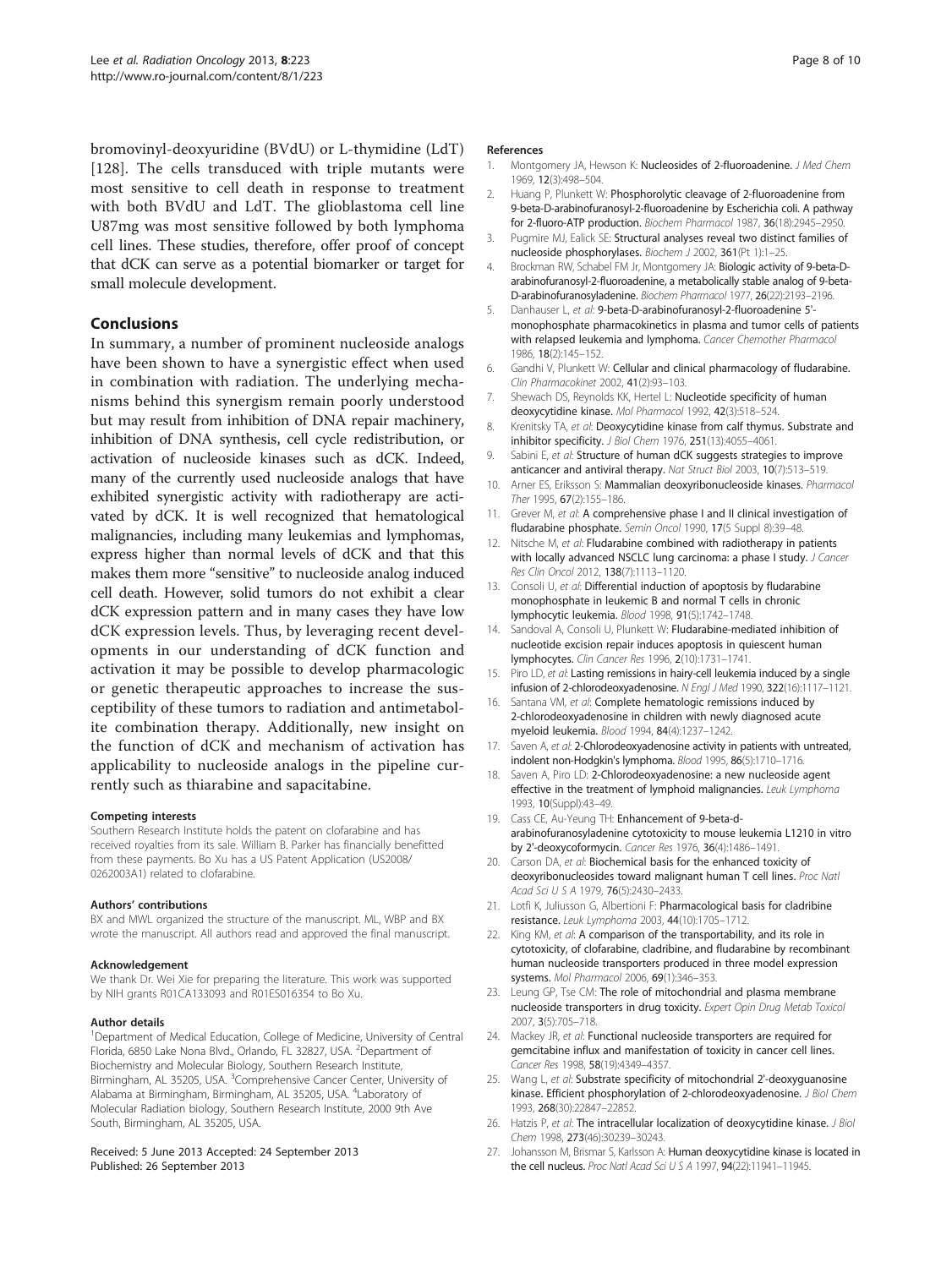bromovinyl-deoxyuridine (BVdU) or L-thymidine (LdT) [128]. The cells transduced with triple mutants were most sensitive to cell death in response to treatment with both BVdU and LdT. The glioblastoma cell line U87mg was most sensitive followed by both lymphoma cell lines. These studies, therefore, offer proof of concept that dCK can serve as a potential biomarker or target for small molecule development.

## Conclusions

In summary, a number of prominent nucleoside analogs have been shown to have a synergistic effect when used in combination with radiation. The underlying mechanisms behind this synergism remain poorly understood but may result from inhibition of DNA repair machinery, inhibition of DNA synthesis, cell cycle redistribution, or activation of nucleoside kinases such as dCK. Indeed, many of the currently used nucleoside analogs that have exhibited synergistic activity with radiotherapy are activated by dCK. It is well recognized that hematological malignancies, including many leukemias and lymphomas, express higher than normal levels of dCK and that this makes them more "sensitive" to nucleoside analog induced cell death. However, solid tumors do not exhibit a clear dCK expression pattern and in many cases they have low dCK expression levels. Thus, by leveraging recent developments in our understanding of dCK function and activation it may be possible to develop pharmacologic or genetic therapeutic approaches to increase the susceptibility of these tumors to radiation and antimetabolite combination therapy. Additionally, new insight on the function of dCK and mechanism of activation has applicability to nucleoside analogs in the pipeline currently such as thiarabine and sapacitabine.

#### Competing interests

Southern Research Institute holds the patent on clofarabine and has received royalties from its sale. William B. Parker has financially benefitted from these payments. Bo Xu has a US Patent Application (US2008/0262003A1) related to clofarabine.

#### Authors' contributions

BX and MWL organized the structure of the manuscript. ML, WBP and BX wrote the manuscript. All authors read and approved the final manuscript.

#### Acknowledgement

We thank Dr. Wei Xie for preparing the literature. This work was supported by NIH grants R01CA133093 and R01ES016354 to Bo Xu.

#### Author details

[1]Department of Medical Education, College of Medicine, University of Central Florida, 6850 Lake Nona Blvd., Orlando, FL 32827, USA. [2]Department of Biochemistry and Molecular Biology, Southern Research Institute, Birmingham, AL 35205, USA. [3]Comprehensive Cancer Center, University of Alabama at Birmingham, Birmingham, AL 35205, USA. [4]Laboratory of Molecular Radiation biology, Southern Research Institute, 2000 9th Ave South, Birmingham, AL 35205, USA.

Received: 5 June 2013 Accepted: 24 September 2013
Published: 26 September 2013

#### References

1. Montgomery JA, Hewson K: **Nucleosides of 2-fluoroadenine.** *J Med Chem* 1969, **12**(3):498–504.
2. Huang P, Plunkett W: **Phosphorolytic cleavage of 2-fluoroadenine from 9-beta-D-arabinofuranosyl-2-fluoroadenine by Escherichia coli. A pathway for 2-fluoro-ATP production.** *Biochem Pharmacol* 1987, **36**(18):2945–2950.
3. Pugmire MJ, Ealick SE: **Structural analyses reveal two distinct families of nucleoside phosphorylases.** *Biochem J* 2002, **361**(Pt 1):1–25.
4. Brockman RW, Schabel FM Jr, Montgomery JA: **Biologic activity of 9-beta-D-arabinofuranosyl-2-fluoroadenine, a metabolically stable analog of 9-beta-D-arabinofuranosyladenine.** *Biochem Pharmacol* 1977, **26**(22):2193–2196.
5. Danhauser L, *et al*: **9-beta-D-arabinofuranosyl-2-fluoroadenine 5'-monophosphate pharmacokinetics in plasma and tumor cells of patients with relapsed leukemia and lymphoma.** *Cancer Chemother Pharmacol* 1986, **18**(2):145–152.
6. Gandhi V, Plunkett W: **Cellular and clinical pharmacology of fludarabine.** *Clin Pharmacokinet* 2002, **41**(2):93–103.
7. Shewach DS, Reynolds KK, Hertel L: **Nucleotide specificity of human deoxycytidine kinase.** *Mol Pharmacol* 1992, **42**(3):518–524.
8. Krenitsky TA, *et al*: **Deoxycytidine kinase from calf thymus. Substrate and inhibitor specificity.** *J Biol Chem* 1976, **251**(13):4055–4061.
9. Sabini E, *et al*: **Structure of human dCK suggests strategies to improve anticancer and antiviral therapy.** *Nat Struct Biol* 2003, **10**(7):513–519.
10. Arner ES, Eriksson S: **Mammalian deoxyribonucleoside kinases.** *Pharmacol Ther* 1995, **67**(2):155–186.
11. Grever M, *et al*: **A comprehensive phase I and II clinical investigation of fludarabine phosphate.** *Semin Oncol* 1990, **17**(5 Suppl 8):39–48.
12. Nitsche M, *et al*: **Fludarabine combined with radiotherapy in patients with locally advanced NSCLC lung carcinoma: a phase I study.** *J Cancer Res Clin Oncol* 2012, **138**(7):1113–1120.
13. Consoli U, *et al*: **Differential induction of apoptosis by fludarabine monophosphate in leukemic B and normal T cells in chronic lymphocytic leukemia.** *Blood* 1998, **91**(5):1742–1748.
14. Sandoval A, Consoli U, Plunkett W: **Fludarabine-mediated inhibition of nucleotide excision repair induces apoptosis in quiescent human lymphocytes.** *Clin Cancer Res* 1996, **2**(10):1731–1741.
15. Piro LD, *et al*: **Lasting remissions in hairy-cell leukemia induced by a single infusion of 2-chlorodeoxyadenosine.** *N Engl J Med* 1990, **322**(16):1117–1121.
16. Santana VM, *et al*: **Complete hematologic remissions induced by 2-chlorodeoxyadenosine in children with newly diagnosed acute myeloid leukemia.** *Blood* 1994, **84**(4):1237–1242.
17. Saven A, *et al*: **2-Chlorodeoxyadenosine activity in patients with untreated, indolent non-Hodgkin's lymphoma.** *Blood* 1995, **86**(5):1710–1716.
18. Saven A, Piro LD: **2-Chlorodeoxyadenosine: a new nucleoside agent effective in the treatment of lymphoid malignancies.** *Leuk Lymphoma* 1993, **10**(Suppl):43–49.
19. Cass CE, Au-Yeung TH: **Enhancement of 9-beta-d-arabinofuranosyladenine cytotoxicity to mouse leukemia L1210 in vitro by 2'-deoxycoformycin.** *Cancer Res* 1976, **36**(4):1486–1491.
20. Carson DA, *et al*: **Biochemical basis for the enhanced toxicity of deoxyribonucleosides toward malignant human T cell lines.** *Proc Natl Acad Sci U S A* 1979, **76**(5):2430–2433.
21. Lotfi K, Juliusson G, Albertioni F: **Pharmacological basis for cladribine resistance.** *Leuk Lymphoma* 2003, **44**(10):1705–1712.
22. King KM, *et al*: **A comparison of the transportability, and its role in cytotoxicity, of clofarabine, cladribine, and fludarabine by recombinant human nucleoside transporters produced in three model expression systems.** *Mol Pharmacol* 2006, **69**(1):346–353.
23. Leung GP, Tse CM: **The role of mitochondrial and plasma membrane nucleoside transporters in drug toxicity.** *Expert Opin Drug Metab Toxicol* 2007, **3**(5):705–718.
24. Mackey JR, *et al*: **Functional nucleoside transporters are required for gemcitabine influx and manifestation of toxicity in cancer cell lines.** *Cancer Res* 1998, **58**(19):4349–4357.
25. Wang L, *et al*: **Substrate specificity of mitochondrial 2'-deoxyguanosine kinase. Efficient phosphorylation of 2-chlorodeoxyadenosine.** *J Biol Chem* 1993, **268**(30):22847–22852.
26. Hatzis P, *et al*: **The intracellular localization of deoxycytidine kinase.** *J Biol Chem* 1998, **273**(46):30239–30243.
27. Johansson M, Brismar S, Karlsson A: **Human deoxycytidine kinase is located in the cell nucleus.** *Proc Natl Acad Sci U S A* 1997, **94**(22):11941–11945.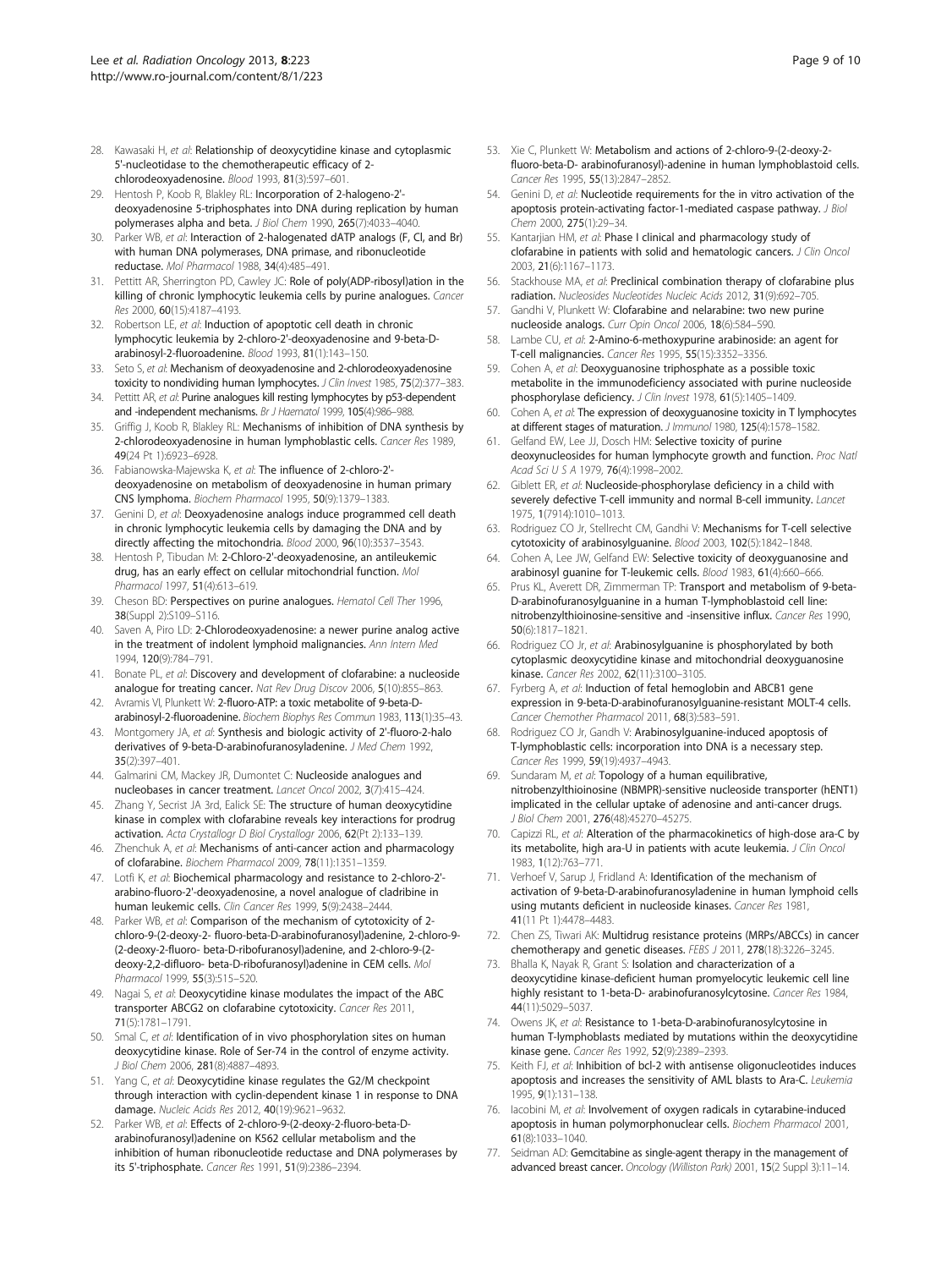28. Kawasaki H, *et al*: **Relationship of deoxycytidine kinase and cytoplasmic 5'-nucleotidase to the chemotherapeutic efficacy of 2-chlorodeoxyadenosine.** *Blood* 1993, **81**(3):597–601.
29. Hentosh P, Koob R, Blakley RL: **Incorporation of 2-halogeno-2'-deoxyadenosine 5-triphosphates into DNA during replication by human polymerases alpha and beta.** *J Biol Chem* 1990, **265**(7):4033–4040.
30. Parker WB, *et al*: **Interaction of 2-halogenated dATP analogs (F, Cl, and Br) with human DNA polymerases, DNA primase, and ribonucleotide reductase.** *Mol Pharmacol* 1988, **34**(4):485–491.
31. Pettitt AR, Sherrington PD, Cawley JC: **Role of poly(ADP-ribosyl)ation in the killing of chronic lymphocytic leukemia cells by purine analogues.** *Cancer Res* 2000, **60**(15):4187–4193.
32. Robertson LE, *et al*: **Induction of apoptotic cell death in chronic lymphocytic leukemia by 2-chloro-2'-deoxyadenosine and 9-beta-D-arabinosyl-2-fluoroadenine.** *Blood* 1993, **81**(1):143–150.
33. Seto S, *et al*: **Mechanism of deoxyadenosine and 2-chlorodeoxyadenosine toxicity to nondividing human lymphocytes.** *J Clin Invest* 1985, **75**(2):377–383.
34. Pettitt AR, *et al*: **Purine analogues kill resting lymphocytes by p53-dependent and -independent mechanisms.** *Br J Haematol* 1999, **105**(4):986–988.
35. Griffig J, Koob R, Blakley RL: **Mechanisms of inhibition of DNA synthesis by 2-chlorodeoxyadenosine in human lymphoblastic cells.** *Cancer Res* 1989, **49**(24 Pt 1):6923–6928.
36. Fabianowska-Majewska K, *et al*: **The influence of 2-chloro-2'-deoxyadenosine on metabolism of deoxyadenosine in human primary CNS lymphoma.** *Biochem Pharmacol* 1995, **50**(9):1379–1383.
37. Genini D, *et al*: **Deoxyadenosine analogs induce programmed cell death in chronic lymphocytic leukemia cells by damaging the DNA and by directly affecting the mitochondria.** *Blood* 2000, **96**(10):3537–3543.
38. Hentosh P, Tibudan M: **2-Chloro-2'-deoxyadenosine, an antileukemic drug, has an early effect on cellular mitochondrial function.** *Mol Pharmacol* 1997, **51**(4):613–619.
39. Cheson BD: **Perspectives on purine analogues.** *Hematol Cell Ther* 1996, **38**(Suppl 2):S109–S116.
40. Saven A, Piro LD: **2-Chlorodeoxyadenosine: a newer purine analog active in the treatment of indolent lymphoid malignancies.** *Ann Intern Med* 1994, **120**(9):784–791.
41. Bonate PL, *et al*: **Discovery and development of clofarabine: a nucleoside analogue for treating cancer.** *Nat Rev Drug Discov* 2006, **5**(10):855–863.
42. Avramis VI, Plunkett W: **2-fluoro-ATP: a toxic metabolite of 9-beta-D-arabinosyl-2-fluoroadenine.** *Biochem Biophys Res Commun* 1983, **113**(1):35–43.
43. Montgomery JA, *et al*: **Synthesis and biologic activity of 2'-fluoro-2-halo derivatives of 9-beta-D-arabinofuranosyladenine.** *J Med Chem* 1992, **35**(2):397–401.
44. Galmarini CM, Mackey JR, Dumontet C: **Nucleoside analogues and nucleobases in cancer treatment.** *Lancet Oncol* 2002, **3**(7):415–424.
45. Zhang Y, Secrist JA 3rd, Ealick SE: **The structure of human deoxycytidine kinase in complex with clofarabine reveals key interactions for prodrug activation.** *Acta Crystallogr D Biol Crystallogr* 2006, **62**(Pt 2):133–139.
46. Zhenchuk A, *et al*: **Mechanisms of anti-cancer action and pharmacology of clofarabine.** *Biochem Pharmacol* 2009, **78**(11):1351–1359.
47. Lotfi K, *et al*: **Biochemical pharmacology and resistance to 2-chloro-2'-arabino-fluoro-2'-deoxyadenosine, a novel analogue of cladribine in human leukemic cells.** *Clin Cancer Res* 1999, **5**(9):2438–2444.
48. Parker WB, *et al*: **Comparison of the mechanism of cytotoxicity of 2-chloro-9-(2-deoxy-2- fluoro-beta-D-arabinofuranosyl)adenine, 2-chloro-9-(2-deoxy-2-fluoro- beta-D-ribofuranosyl)adenine, and 2-chloro-9-(2-deoxy-2,2-difluoro- beta-D-ribofuranosyl)adenine in CEM cells.** *Mol Pharmacol* 1999, **55**(3):515–520.
49. Nagai S, *et al*: **Deoxycytidine kinase modulates the impact of the ABC transporter ABCG2 on clofarabine cytotoxicity.** *Cancer Res* 2011, **71**(5):1781–1791.
50. Smal C, *et al*: **Identification of in vivo phosphorylation sites on human deoxycytidine kinase. Role of Ser-74 in the control of enzyme activity.** *J Biol Chem* 2006, **281**(8):4887–4893.
51. Yang C, *et al*: **Deoxycytidine kinase regulates the G2/M checkpoint through interaction with cyclin-dependent kinase 1 in response to DNA damage.** *Nucleic Acids Res* 2012, **40**(19):9621–9632.
52. Parker WB, *et al*: **Effects of 2-chloro-9-(2-deoxy-2-fluoro-beta-D-arabinofuranosyl)adenine on K562 cellular metabolism and the inhibition of human ribonucleotide reductase and DNA polymerases by its 5'-triphosphate.** *Cancer Res* 1991, **51**(9):2386–2394.
53. Xie C, Plunkett W: **Metabolism and actions of 2-chloro-9-(2-deoxy-2-fluoro-beta-D- arabinofuranosyl)-adenine in human lymphoblastoid cells.** *Cancer Res* 1995, **55**(13):2847–2852.
54. Genini D, *et al*: **Nucleotide requirements for the in vitro activation of the apoptosis protein-activating factor-1-mediated caspase pathway.** *J Biol Chem* 2000, **275**(1):29–34.
55. Kantarjian HM, *et al*: **Phase I clinical and pharmacology study of clofarabine in patients with solid and hematologic cancers.** *J Clin Oncol* 2003, **21**(6):1167–1173.
56. Stackhouse MA, *et al*: **Preclinical combination therapy of clofarabine plus radiation.** *Nucleosides Nucleotides Nucleic Acids* 2012, **31**(9):692–705.
57. Gandhi V, Plunkett W: **Clofarabine and nelarabine: two new purine nucleoside analogs.** *Curr Opin Oncol* 2006, **18**(6):584–590.
58. Lambe CU, *et al*: **2-Amino-6-methoxypurine arabinoside: an agent for T-cell malignancies.** *Cancer Res* 1995, **55**(15):3352–3356.
59. Cohen A, *et al*: **Deoxyguanosine triphosphate as a possible toxic metabolite in the immunodeficiency associated with purine nucleoside phosphorylase deficiency.** *J Clin Invest* 1978, **61**(5):1405–1409.
60. Cohen A, *et al*: **The expression of deoxyguanosine toxicity in T lymphocytes at different stages of maturation.** *J Immunol* 1980, **125**(4):1578–1582.
61. Gelfand EW, Lee JJ, Dosch HM: **Selective toxicity of purine deoxynucleosides for human lymphocyte growth and function.** *Proc Natl Acad Sci U S A* 1979, **76**(4):1998–2002.
62. Giblett ER, *et al*: **Nucleoside-phosphorylase deficiency in a child with severely defective T-cell immunity and normal B-cell immunity.** *Lancet* 1975, **1**(7914):1010–1013.
63. Rodriguez CO Jr, Stellrecht CM, Gandhi V: **Mechanisms for T-cell selective cytotoxicity of arabinosylguanine.** *Blood* 2003, **102**(5):1842–1848.
64. Cohen A, Lee JW, Gelfand EW: **Selective toxicity of deoxyguanosine and arabinosyl guanine for T-leukemic cells.** *Blood* 1983, **61**(4):660–666.
65. Prus KL, Averett DR, Zimmerman TP: **Transport and metabolism of 9-beta-D-arabinofuranosylguanine in a human T-lymphoblastoid cell line: nitrobenzylthioinosine-sensitive and -insensitive influx.** *Cancer Res* 1990, **50**(6):1817–1821.
66. Rodriguez CO Jr, *et al*: **Arabinosylguanine is phosphorylated by both cytoplasmic deoxycytidine kinase and mitochondrial deoxyguanosine kinase.** *Cancer Res* 2002, **62**(11):3100–3105.
67. Fyrberg A, *et al*: **Induction of fetal hemoglobin and ABCB1 gene expression in 9-beta-D-arabinofuranosylguanine-resistant MOLT-4 cells.** *Cancer Chemother Pharmacol* 2011, **68**(3):583–591.
68. Rodriguez CO Jr, Gandh V: **Arabinosylguanine-induced apoptosis of T-lymphoblastic cells: incorporation into DNA is a necessary step.** *Cancer Res* 1999, **59**(19):4937–4943.
69. Sundaram M, *et al*: **Topology of a human equilibrative, nitrobenzylthioinosine (NBMPR)-sensitive nucleoside transporter (hENT1) implicated in the cellular uptake of adenosine and anti-cancer drugs.** *J Biol Chem* 2001, **276**(48):45270–45275.
70. Capizzi RL, *et al*: **Alteration of the pharmacokinetics of high-dose ara-C by its metabolite, high ara-U in patients with acute leukemia.** *J Clin Oncol* 1983, **1**(12):763–771.
71. Verhoef V, Sarup J, Fridland A: **Identification of the mechanism of activation of 9-beta-D-arabinofuranosyladenine in human lymphoid cells using mutants deficient in nucleoside kinases.** *Cancer Res* 1981, **41**(11 Pt 1):4478–4483.
72. Chen ZS, Tiwari AK: **Multidrug resistance proteins (MRPs/ABCCs) in cancer chemotherapy and genetic diseases.** *FEBS J* 2011, **278**(18):3226–3245.
73. Bhalla K, Nayak R, Grant S: **Isolation and characterization of a deoxycytidine kinase-deficient human promyelocytic leukemic cell line highly resistant to 1-beta-D- arabinofuranosylcytosine.** *Cancer Res* 1984, **44**(11):5029–5037.
74. Owens JK, *et al*: **Resistance to 1-beta-D-arabinofuranosylcytosine in human T-lymphoblasts mediated by mutations within the deoxycytidine kinase gene.** *Cancer Res* 1992, **52**(9):2389–2393.
75. Keith FJ, *et al*: **Inhibition of bcl-2 with antisense oligonucleotides induces apoptosis and increases the sensitivity of AML blasts to Ara-C.** *Leukemia* 1995, **9**(1):131–138.
76. Iacobini M, *et al*: **Involvement of oxygen radicals in cytarabine-induced apoptosis in human polymorphonuclear cells.** *Biochem Pharmacol* 2001, **61**(8):1033–1040.
77. Seidman AD: **Gemcitabine as single-agent therapy in the management of advanced breast cancer.** *Oncology (Williston Park)* 2001, **15**(2 Suppl 3):11–14.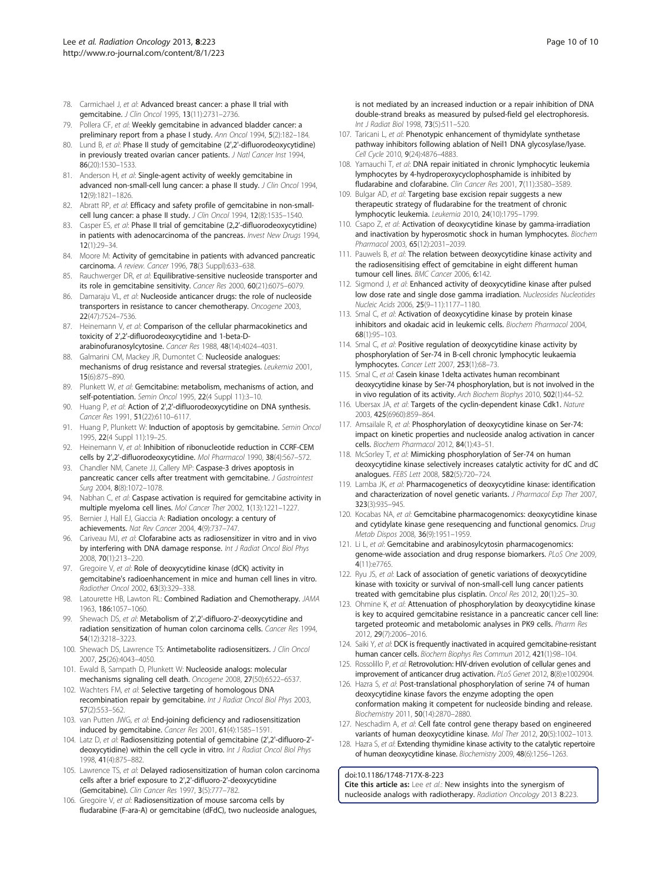78. Carmichael J, *et al*: **Advanced breast cancer: a phase II trial with gemcitabine.** *J Clin Oncol* 1995, **13**(11):2731–2736.
79. Pollera CF, *et al*: **Weekly gemcitabine in advanced bladder cancer: a preliminary report from a phase I study.** *Ann Oncol* 1994, **5**(2):182–184.
80. Lund B, *et al*: **Phase II study of gemcitabine (2',2'-difluorodeoxycytidine) in previously treated ovarian cancer patients.** *J Natl Cancer Inst* 1994, **86**(20):1530–1533.
81. Anderson H, *et al*: **Single-agent activity of weekly gemcitabine in advanced non-small-cell lung cancer: a phase II study.** *J Clin Oncol* 1994, **12**(9):1821–1826.
82. Abratt RP, *et al*: **Efficacy and safety profile of gemcitabine in non-small-cell lung cancer: a phase II study.** *J Clin Oncol* 1994, **12**(8):1535–1540.
83. Casper ES, *et al*: **Phase II trial of gemcitabine (2,2'-difluorodeoxycytidine) in patients with adenocarcinoma of the pancreas.** *Invest New Drugs* 1994, **12**(1):29–34.
84. Moore M: **Activity of gemcitabine in patients with advanced pancreatic carcinoma.** *A review. Cancer* 1996, **78**(3 Suppl):633–638.
85. Rauchwerger DR, *et al*: **Equilibrative-sensitive nucleoside transporter and its role in gemcitabine sensitivity.** *Cancer Res* 2000, **60**(21):6075–6079.
86. Damaraju VL, *et al*: **Nucleoside anticancer drugs: the role of nucleoside transporters in resistance to cancer chemotherapy.** *Oncogene* 2003, **22**(47):7524–7536.
87. Heinemann V, *et al*: **Comparison of the cellular pharmacokinetics and toxicity of 2',2'-difluorodeoxycytidine and 1-beta-D-arabinofuranosylcytosine.** *Cancer Res* 1988, **48**(14):4024–4031.
88. Galmarini CM, Mackey JR, Dumontet C: **Nucleoside analogues: mechanisms of drug resistance and reversal strategies.** *Leukemia* 2001, **15**(6):875–890.
89. Plunkett W, *et al*: **Gemcitabine: metabolism, mechanisms of action, and self-potentiation.** *Semin Oncol* 1995, **22**(4 Suppl 11):3–10.
90. Huang P, *et al*: **Action of 2',2'-difluorodeoxycytidine on DNA synthesis.** *Cancer Res* 1991, **51**(22):6110–6117.
91. Huang P, Plunkett W: **Induction of apoptosis by gemcitabine.** *Semin Oncol* 1995, **22**(4 Suppl 11):19–25.
92. Heinemann V, *et al*: **Inhibition of ribonucleotide reduction in CCRF-CEM cells by 2',2'-difluorodeoxycytidine.** *Mol Pharmacol* 1990, **38**(4):567–572.
93. Chandler NM, Canete JJ, Callery MP: **Caspase-3 drives apoptosis in pancreatic cancer cells after treatment with gemcitabine.** *J Gastrointest Surg* 2004, **8**(8):1072–1078.
94. Nabhan C, *et al*: **Caspase activation is required for gemcitabine activity in multiple myeloma cell lines.** *Mol Cancer Ther* 2002, **1**(13):1221–1227.
95. Bernier J, Hall EJ, Giaccia A: **Radiation oncology: a century of achievements.** *Nat Rev Cancer* 2004, **4**(9):737–747.
96. Cariveau MJ, *et al*: **Clofarabine acts as radiosensitizer in vitro and in vivo by interfering with DNA damage response.** *Int J Radiat Oncol Biol Phys* 2008, **70**(1):213–220.
97. Gregoire V, *et al*: **Role of deoxycytidine kinase (dCK) activity in gemcitabine's radioenhancement in mice and human cell lines in vitro.** *Radiother Oncol* 2002, **63**(3):329–338.
98. Latourette HB, Lawton RL: **Combined Radiation and Chemotherapy.** *JAMA* 1963, **186**:1057–1060.
99. Shewach DS, *et al*: **Metabolism of 2',2'-difluoro-2'-deoxycytidine and radiation sensitization of human colon carcinoma cells.** *Cancer Res* 1994, **54**(12):3218–3223.
100. Shewach DS, Lawrence TS: **Antimetabolite radiosensitizers.** *J Clin Oncol* 2007, **25**(26):4043–4050.
101. Ewald B, Sampath D, Plunkett W: **Nucleoside analogs: molecular mechanisms signaling cell death.** *Oncogene* 2008, **27**(50):6522–6537.
102. Wachters FM, *et al*: **Selective targeting of homologous DNA recombination repair by gemcitabine.** *Int J Radiat Oncol Biol Phys* 2003, **57**(2):553–562.
103. van Putten JWG, *et al*: **End-joining deficiency and radiosensitization induced by gemcitabine.** *Cancer Res* 2001, **61**(4):1585–1591.
104. Latz D, *et al*: **Radiosensitizing potential of gemcitabine (2',2'-difluoro-2'-deoxycytidine) within the cell cycle in vitro.** *Int J Radiat Oncol Biol Phys* 1998, **41**(4):875–882.
105. Lawrence TS, *et al*: **Delayed radiosensitization of human colon carcinoma cells after a brief exposure to 2',2'-difluoro-2'-deoxycytidine (Gemcitabine).** *Clin Cancer Res* 1997, **3**(5):777–782.
106. Gregoire V, *et al*: **Radiosensitization of mouse sarcoma cells by fludarabine (F-ara-A) or gemcitabine (dFdC), two nucleoside analogues, is not mediated by an increased induction or a repair inhibition of DNA double-strand breaks as measured by pulsed-field gel electrophoresis.** *Int J Radiat Biol* 1998, **73**(5):511–520.
107. Taricani L, *et al*: **Phenotypic enhancement of thymidylate synthetase pathway inhibitors following ablation of Neil1 DNA glycosylase/lyase.** *Cell Cycle* 2010, **9**(24):4876–4883.
108. Yamauchi T, *et al*: **DNA repair initiated in chronic lymphocytic leukemia lymphocytes by 4-hydroperoxycyclophosphamide is inhibited by fludarabine and clofarabine.** *Clin Cancer Res* 2001, **7**(11):3580–3589.
109. Bulgar AD, *et al*: **Targeting base excision repair suggests a new therapeutic strategy of fludarabine for the treatment of chronic lymphocytic leukemia.** *Leukemia* 2010, **24**(10):1795–1799.
110. Csapo Z, *et al*: **Activation of deoxycytidine kinase by gamma-irradiation and inactivation by hyperosmotic shock in human lymphocytes.** *Biochem Pharmacol* 2003, **65**(12):2031–2039.
111. Pauwels B, *et al*: **The relation between deoxycytidine kinase activity and the radiosensitising effect of gemcitabine in eight different human tumour cell lines.** *BMC Cancer* 2006, **6**:142.
112. Sigmond J, *et al*: **Enhanced activity of deoxycytidine kinase after pulsed low dose rate and single dose gamma irradiation.** *Nucleosides Nucleotides Nucleic Acids* 2006, **25**(9–11):1177–1180.
113. Smal C, *et al*: **Activation of deoxycytidine kinase by protein kinase inhibitors and okadaic acid in leukemic cells.** *Biochem Pharmacol* 2004, **68**(1):95–103.
114. Smal C, *et al*: **Positive regulation of deoxycytidine kinase activity by phosphorylation of Ser-74 in B-cell chronic lymphocytic leukaemia lymphocytes.** *Cancer Lett* 2007, **253**(1):68–73.
115. Smal C, *et al*: **Casein kinase 1delta activates human recombinant deoxycytidine kinase by Ser-74 phosphorylation, but is not involved in the in vivo regulation of its activity.** *Arch Biochem Biophys* 2010, **502**(1):44–52.
116. Ubersax JA, *et al*: **Targets of the cyclin-dependent kinase Cdk1.** *Nature* 2003, **425**(6960):859–864.
117. Amsailale R, *et al*: **Phosphorylation of deoxycytidine kinase on Ser-74: impact on kinetic properties and nucleoside analog activation in cancer cells.** *Biochem Pharmacol* 2012, **84**(1):43–51.
118. McSorley T, *et al*: **Mimicking phosphorylation of Ser-74 on human deoxycytidine kinase selectively increases catalytic activity for dC and dC analogues.** *FEBS Lett* 2008, **582**(5):720–724.
119. Lamba JK, *et al*: **Pharmacogenetics of deoxycytidine kinase: identification and characterization of novel genetic variants.** *J Pharmacol Exp Ther* 2007, **323**(3):935–945.
120. Kocabas NA, *et al*: **Gemcitabine pharmacogenomics: deoxycytidine kinase and cytidylate kinase gene resequencing and functional genomics.** *Drug Metab Dispos* 2008, **36**(9):1951–1959.
121. Li L, *et al*: **Gemcitabine and arabinosylcytosin pharmacogenomics: genome-wide association and drug response biomarkers.** *PLoS One* 2009, **4**(11):e7765.
122. Ryu JS, *et al*: **Lack of association of genetic variations of deoxycytidine kinase with toxicity or survival of non-small-cell lung cancer patients treated with gemcitabine plus cisplatin.** *Oncol Res* 2012, **20**(1):25–30.
123. Ohmine K, *et al*: **Attenuation of phosphorylation by deoxycytidine kinase is key to acquired gemcitabine resistance in a pancreatic cancer cell line: targeted proteomic and metabolomic analyses in PK9 cells.** *Pharm Res* 2012, **29**(7):2006–2016.
124. Saiki Y, *et al*: **DCK is frequently inactivated in acquired gemcitabine-resistant human cancer cells.** *Biochem Biophys Res Commun* 2012, **421**(1):98–104.
125. Rossolillo P, *et al*: **Retrovolution: HIV-driven evolution of cellular genes and improvement of anticancer drug activation.** *PLoS Genet* 2012, **8**(8):e1002904.
126. Hazra S, *et al*: **Post-translational phosphorylation of serine 74 of human deoxycytidine kinase favors the enzyme adopting the open conformation making it competent for nucleoside binding and release.** *Biochemistry* 2011, **50**(14):2870–2880.
127. Neschadim A, *et al*: **Cell fate control gene therapy based on engineered variants of human deoxycytidine kinase.** *Mol Ther* 2012, **20**(5):1002–1013.
128. Hazra S, *et al*: **Extending thymidine kinase activity to the catalytic repertoire of human deoxycytidine kinase.** *Biochemistry* 2009, **48**(6):1256–1263.

doi:10.1186/1748-717X-8-223

**Cite this article as:** Lee *et al.*: New insights into the synergism of nucleoside analogs with radiotherapy. *Radiation Oncology* 2013 **8**:223.